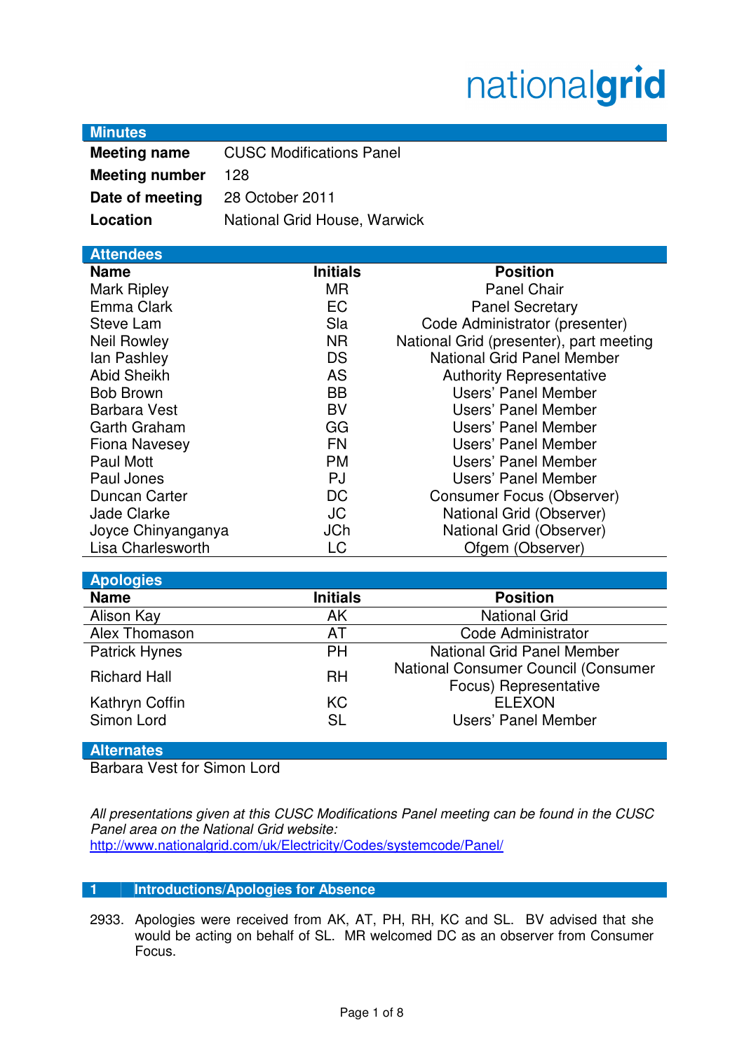nationalgrid

## Minutes

| | |
|---|---|
| **Meeting name** | CUSC Modifications Panel |
| **Meeting number** | 128 |
| **Date of meeting** | 28 October 2011 |
| **Location** | National Grid House, Warwick |

## Attendees

| Name | Initials | Position |
|---|---|---|
| Mark Ripley | MR | Panel Chair |
| Emma Clark | EC | Panel Secretary |
| Steve Lam | Sla | Code Administrator (presenter) |
| Neil Rowley | NR | National Grid (presenter), part meeting |
| Ian Pashley | DS | National Grid Panel Member |
| Abid Sheikh | AS | Authority Representative |
| Bob Brown | BB | Users' Panel Member |
| Barbara Vest | BV | Users' Panel Member |
| Garth Graham | GG | Users' Panel Member |
| Fiona Navesey | FN | Users' Panel Member |
| Paul Mott | PM | Users' Panel Member |
| Paul Jones | PJ | Users' Panel Member |
| Duncan Carter | DC | Consumer Focus (Observer) |
| Jade Clarke | JC | National Grid (Observer) |
| Joyce Chinyanganya | JCh | National Grid (Observer) |
| Lisa Charlesworth | LC | Ofgem (Observer) |

## Apologies

| Name | Initials | Position |
|---|---|---|
| Alison Kay | AK | National Grid |
| Alex Thomason | AT | Code Administrator |
| Patrick Hynes | PH | National Grid Panel Member |
| Richard Hall | RH | National Consumer Council (Consumer Focus) Representative |
| Kathryn Coffin | KC | ELEXON |
| Simon Lord | SL | Users' Panel Member |

## Alternates

Barbara Vest for Simon Lord

*All presentations given at this CUSC Modifications Panel meeting can be found in the CUSC Panel area on the National Grid website:*
http://www.nationalgrid.com/uk/Electricity/Codes/systemcode/Panel/

## 1 Introductions/Apologies for Absence

2933. Apologies were received from AK, AT, PH, RH, KC and SL. BV advised that she would be acting on behalf of SL. MR welcomed DC as an observer from Consumer Focus.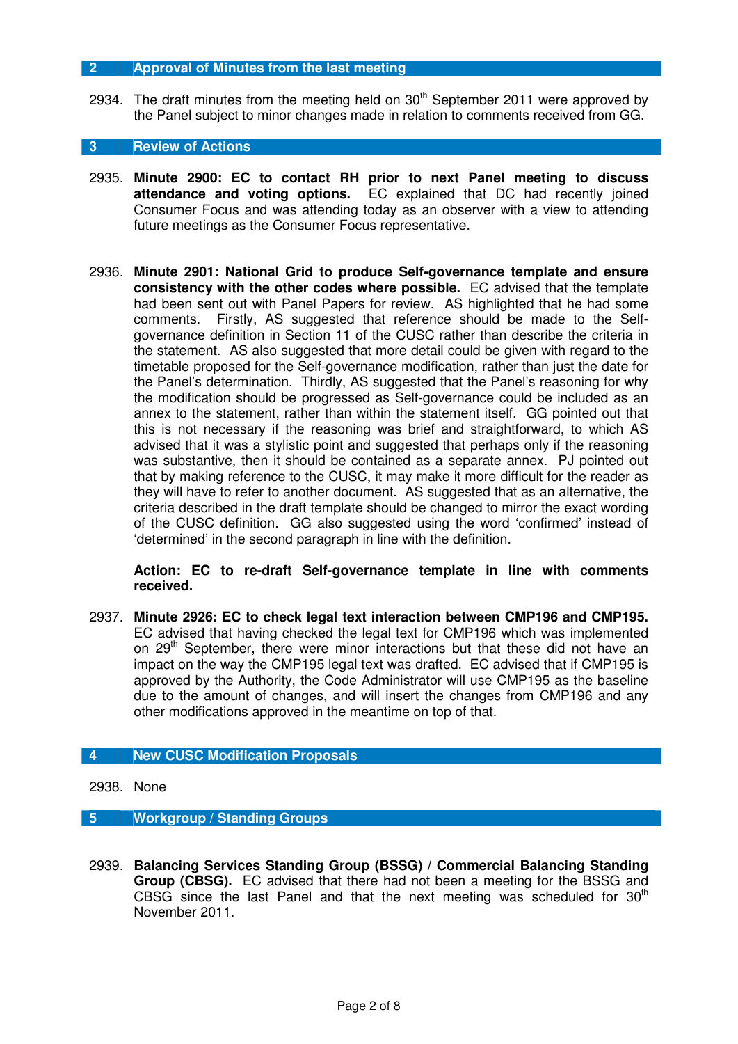## 2 Approval of Minutes from the last meeting

2934. The draft minutes from the meeting held on 30th September 2011 were approved by the Panel subject to minor changes made in relation to comments received from GG.

## 3 Review of Actions

2935. **Minute 2900: EC to contact RH prior to next Panel meeting to discuss attendance and voting options.** EC explained that DC had recently joined Consumer Focus and was attending today as an observer with a view to attending future meetings as the Consumer Focus representative.

2936. **Minute 2901: National Grid to produce Self-governance template and ensure consistency with the other codes where possible.** EC advised that the template had been sent out with Panel Papers for review. AS highlighted that he had some comments. Firstly, AS suggested that reference should be made to the Self-governance definition in Section 11 of the CUSC rather than describe the criteria in the statement. AS also suggested that more detail could be given with regard to the timetable proposed for the Self-governance modification, rather than just the date for the Panel's determination. Thirdly, AS suggested that the Panel's reasoning for why the modification should be progressed as Self-governance could be included as an annex to the statement, rather than within the statement itself. GG pointed out that this is not necessary if the reasoning was brief and straightforward, to which AS advised that it was a stylistic point and suggested that perhaps only if the reasoning was substantive, then it should be contained as a separate annex. PJ pointed out that by making reference to the CUSC, it may make it more difficult for the reader as they will have to refer to another document. AS suggested that as an alternative, the criteria described in the draft template should be changed to mirror the exact wording of the CUSC definition. GG also suggested using the word 'confirmed' instead of 'determined' in the second paragraph in line with the definition.

**Action: EC to re-draft Self-governance template in line with comments received.**

2937. **Minute 2926: EC to check legal text interaction between CMP196 and CMP195.** EC advised that having checked the legal text for CMP196 which was implemented on 29th September, there were minor interactions but that these did not have an impact on the way the CMP195 legal text was drafted. EC advised that if CMP195 is approved by the Authority, the Code Administrator will use CMP195 as the baseline due to the amount of changes, and will insert the changes from CMP196 and any other modifications approved in the meantime on top of that.

## 4 New CUSC Modification Proposals

2938. None

## 5 Workgroup / Standing Groups

2939. **Balancing Services Standing Group (BSSG) / Commercial Balancing Standing Group (CBSG).** EC advised that there had not been a meeting for the BSSG and CBSG since the last Panel and that the next meeting was scheduled for 30th November 2011.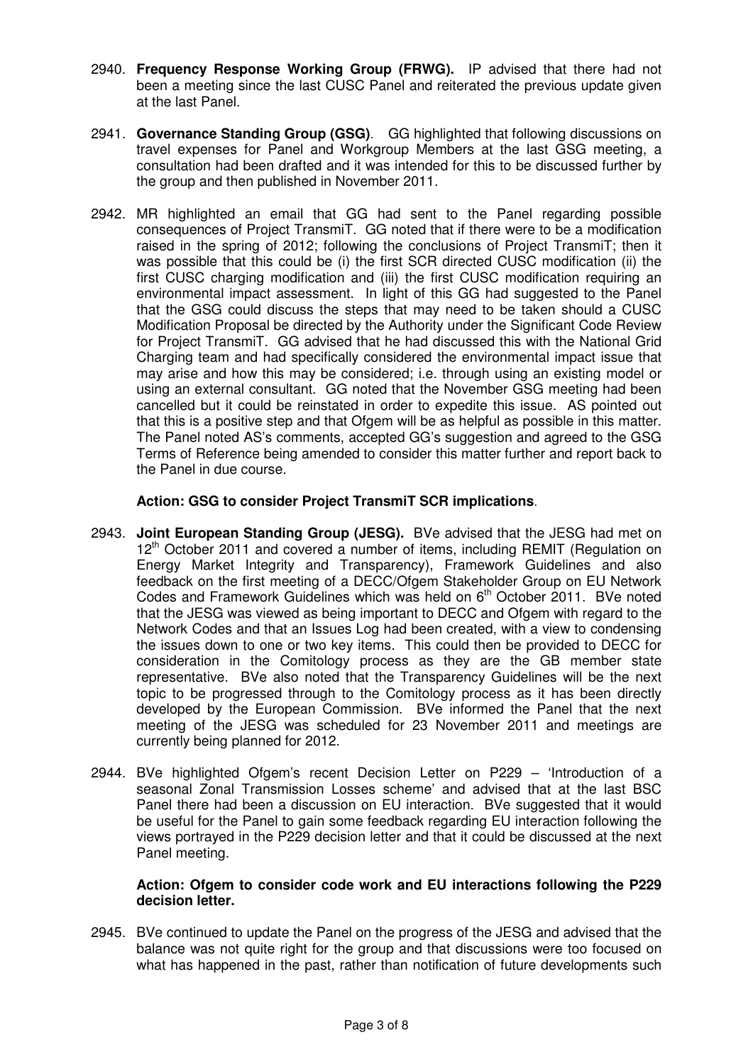2940. **Frequency Response Working Group (FRWG).** IP advised that there had not been a meeting since the last CUSC Panel and reiterated the previous update given at the last Panel.

2941. **Governance Standing Group (GSG)**. GG highlighted that following discussions on travel expenses for Panel and Workgroup Members at the last GSG meeting, a consultation had been drafted and it was intended for this to be discussed further by the group and then published in November 2011.

2942. MR highlighted an email that GG had sent to the Panel regarding possible consequences of Project TransmiT. GG noted that if there were to be a modification raised in the spring of 2012; following the conclusions of Project TransmiT; then it was possible that this could be (i) the first SCR directed CUSC modification (ii) the first CUSC charging modification and (iii) the first CUSC modification requiring an environmental impact assessment. In light of this GG had suggested to the Panel that the GSG could discuss the steps that may need to be taken should a CUSC Modification Proposal be directed by the Authority under the Significant Code Review for Project TransmiT. GG advised that he had discussed this with the National Grid Charging team and had specifically considered the environmental impact issue that may arise and how this may be considered; i.e. through using an existing model or using an external consultant. GG noted that the November GSG meeting had been cancelled but it could be reinstated in order to expedite this issue. AS pointed out that this is a positive step and that Ofgem will be as helpful as possible in this matter. The Panel noted AS's comments, accepted GG's suggestion and agreed to the GSG Terms of Reference being amended to consider this matter further and report back to the Panel in due course.

**Action: GSG to consider Project TransmiT SCR implications**.

2943. **Joint European Standing Group (JESG).** BVe advised that the JESG had met on 12th October 2011 and covered a number of items, including REMIT (Regulation on Energy Market Integrity and Transparency), Framework Guidelines and also feedback on the first meeting of a DECC/Ofgem Stakeholder Group on EU Network Codes and Framework Guidelines which was held on 6th October 2011. BVe noted that the JESG was viewed as being important to DECC and Ofgem with regard to the Network Codes and that an Issues Log had been created, with a view to condensing the issues down to one or two key items. This could then be provided to DECC for consideration in the Comitology process as they are the GB member state representative. BVe also noted that the Transparency Guidelines will be the next topic to be progressed through to the Comitology process as it has been directly developed by the European Commission. BVe informed the Panel that the next meeting of the JESG was scheduled for 23 November 2011 and meetings are currently being planned for 2012.

2944. BVe highlighted Ofgem's recent Decision Letter on P229 – 'Introduction of a seasonal Zonal Transmission Losses scheme' and advised that at the last BSC Panel there had been a discussion on EU interaction. BVe suggested that it would be useful for the Panel to gain some feedback regarding EU interaction following the views portrayed in the P229 decision letter and that it could be discussed at the next Panel meeting.

**Action: Ofgem to consider code work and EU interactions following the P229 decision letter.**

2945. BVe continued to update the Panel on the progress of the JESG and advised that the balance was not quite right for the group and that discussions were too focused on what has happened in the past, rather than notification of future developments such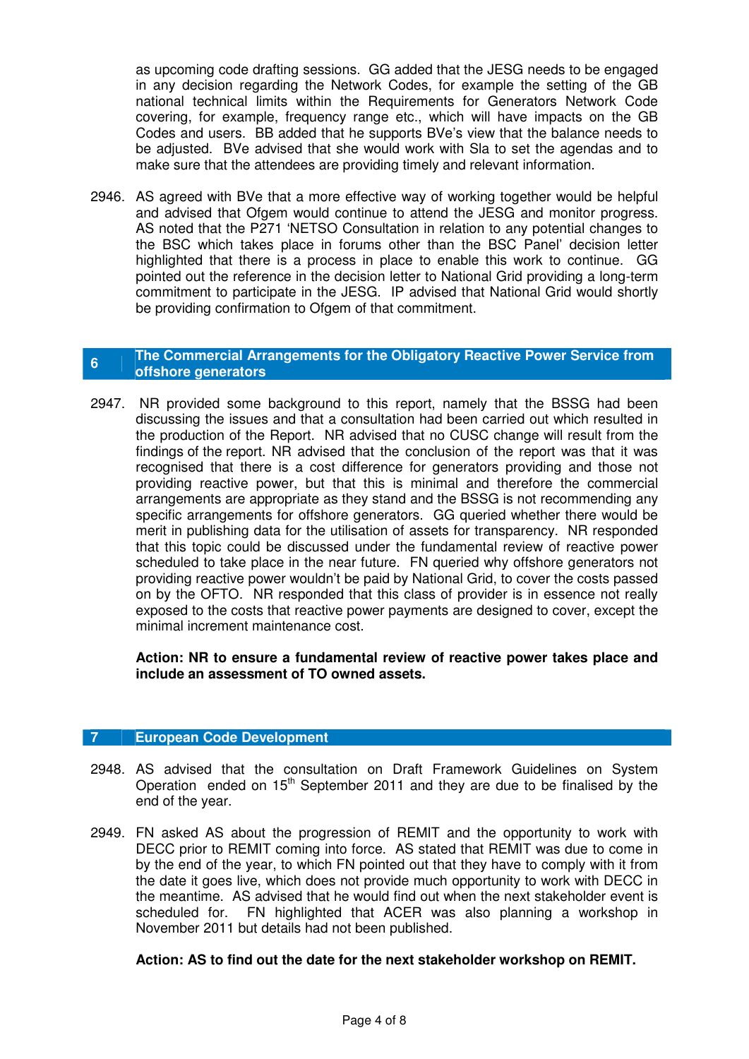as upcoming code drafting sessions. GG added that the JESG needs to be engaged in any decision regarding the Network Codes, for example the setting of the GB national technical limits within the Requirements for Generators Network Code covering, for example, frequency range etc., which will have impacts on the GB Codes and users. BB added that he supports BVe's view that the balance needs to be adjusted. BVe advised that she would work with Sla to set the agendas and to make sure that the attendees are providing timely and relevant information.

2946. AS agreed with BVe that a more effective way of working together would be helpful and advised that Ofgem would continue to attend the JESG and monitor progress. AS noted that the P271 'NETSO Consultation in relation to any potential changes to the BSC which takes place in forums other than the BSC Panel' decision letter highlighted that there is a process in place to enable this work to continue. GG pointed out the reference in the decision letter to National Grid providing a long-term commitment to participate in the JESG. IP advised that National Grid would shortly be providing confirmation to Ofgem of that commitment.

## 6 The Commercial Arrangements for the Obligatory Reactive Power Service from offshore generators

2947. NR provided some background to this report, namely that the BSSG had been discussing the issues and that a consultation had been carried out which resulted in the production of the Report. NR advised that no CUSC change will result from the findings of the report. NR advised that the conclusion of the report was that it was recognised that there is a cost difference for generators providing and those not providing reactive power, but that this is minimal and therefore the commercial arrangements are appropriate as they stand and the BSSG is not recommending any specific arrangements for offshore generators. GG queried whether there would be merit in publishing data for the utilisation of assets for transparency. NR responded that this topic could be discussed under the fundamental review of reactive power scheduled to take place in the near future. FN queried why offshore generators not providing reactive power wouldn't be paid by National Grid, to cover the costs passed on by the OFTO. NR responded that this class of provider is in essence not really exposed to the costs that reactive power payments are designed to cover, except the minimal increment maintenance cost.

**Action: NR to ensure a fundamental review of reactive power takes place and include an assessment of TO owned assets.**

## 7 European Code Development

2948. AS advised that the consultation on Draft Framework Guidelines on System Operation ended on 15th September 2011 and they are due to be finalised by the end of the year.

2949. FN asked AS about the progression of REMIT and the opportunity to work with DECC prior to REMIT coming into force. AS stated that REMIT was due to come in by the end of the year, to which FN pointed out that they have to comply with it from the date it goes live, which does not provide much opportunity to work with DECC in the meantime. AS advised that he would find out when the next stakeholder event is scheduled for. FN highlighted that ACER was also planning a workshop in November 2011 but details had not been published.

**Action: AS to find out the date for the next stakeholder workshop on REMIT.**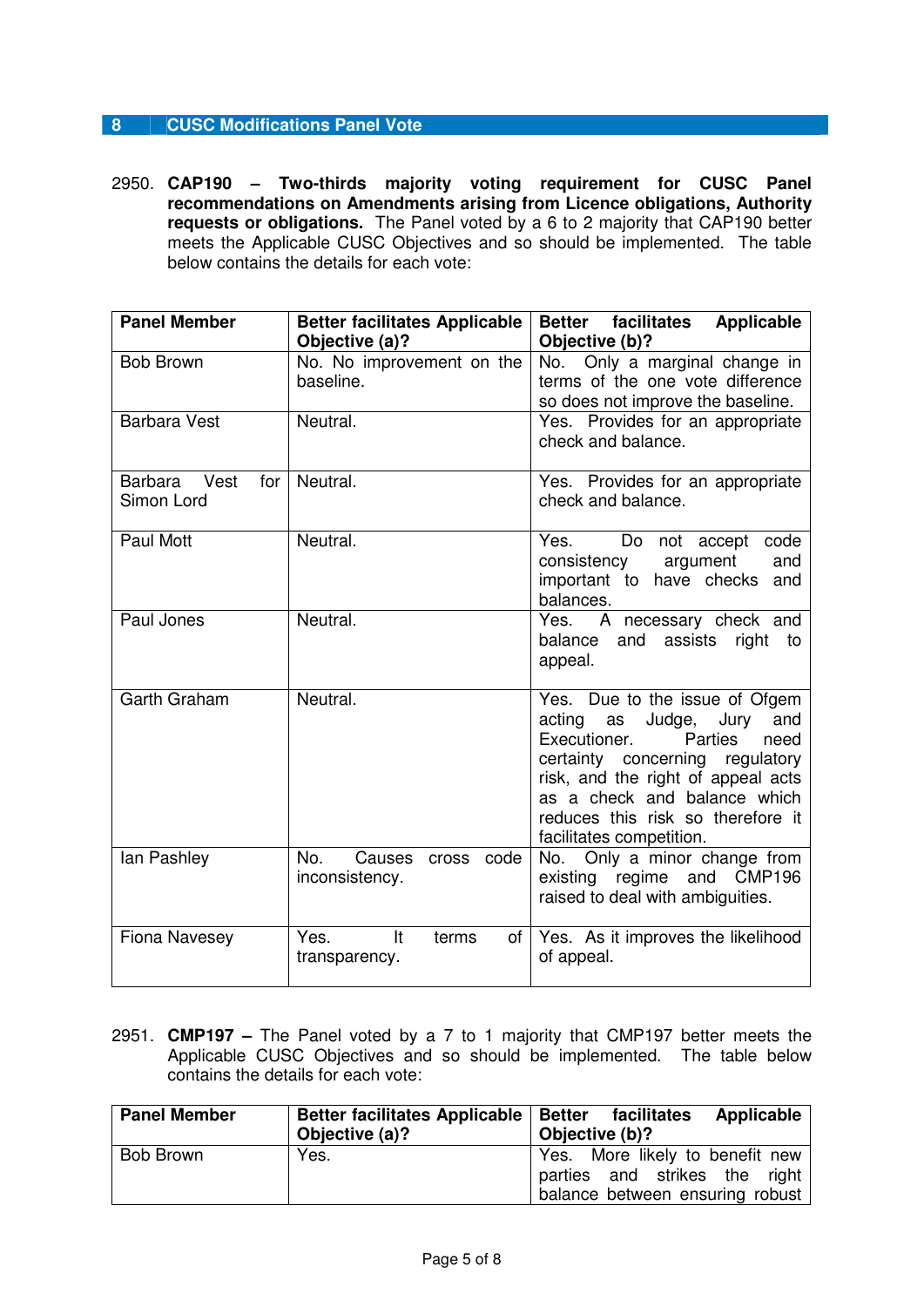## 8 CUSC Modifications Panel Vote

2950. **CAP190 – Two-thirds majority voting requirement for CUSC Panel recommendations on Amendments arising from Licence obligations, Authority requests or obligations.** The Panel voted by a 6 to 2 majority that CAP190 better meets the Applicable CUSC Objectives and so should be implemented. The table below contains the details for each vote:

| Panel Member | Better facilitates Applicable Objective (a)? | Better facilitates Applicable Objective (b)? |
|---|---|---|
| Bob Brown | No. No improvement on the baseline. | No. Only a marginal change in terms of the one vote difference so does not improve the baseline. |
| Barbara Vest | Neutral. | Yes. Provides for an appropriate check and balance. |
| Barbara Vest for Simon Lord | Neutral. | Yes. Provides for an appropriate check and balance. |
| Paul Mott | Neutral. | Yes. Do not accept code consistency argument and important to have checks and balances. |
| Paul Jones | Neutral. | Yes. A necessary check and balance and assists right to appeal. |
| Garth Graham | Neutral. | Yes. Due to the issue of Ofgem acting as Judge, Jury and Executioner. Parties need certainty concerning regulatory risk, and the right of appeal acts as a check and balance which reduces this risk so therefore it facilitates competition. |
| Ian Pashley | No. Causes cross code inconsistency. | No. Only a minor change from existing regime and CMP196 raised to deal with ambiguities. |
| Fiona Navesey | Yes. It terms of transparency. | Yes. As it improves the likelihood of appeal. |

2951. **CMP197 –** The Panel voted by a 7 to 1 majority that CMP197 better meets the Applicable CUSC Objectives and so should be implemented. The table below contains the details for each vote:

| Panel Member | Better facilitates Applicable Objective (a)? | Better facilitates Applicable Objective (b)? |
|---|---|---|
| Bob Brown | Yes. | Yes. More likely to benefit new parties and strikes the right balance between ensuring robust |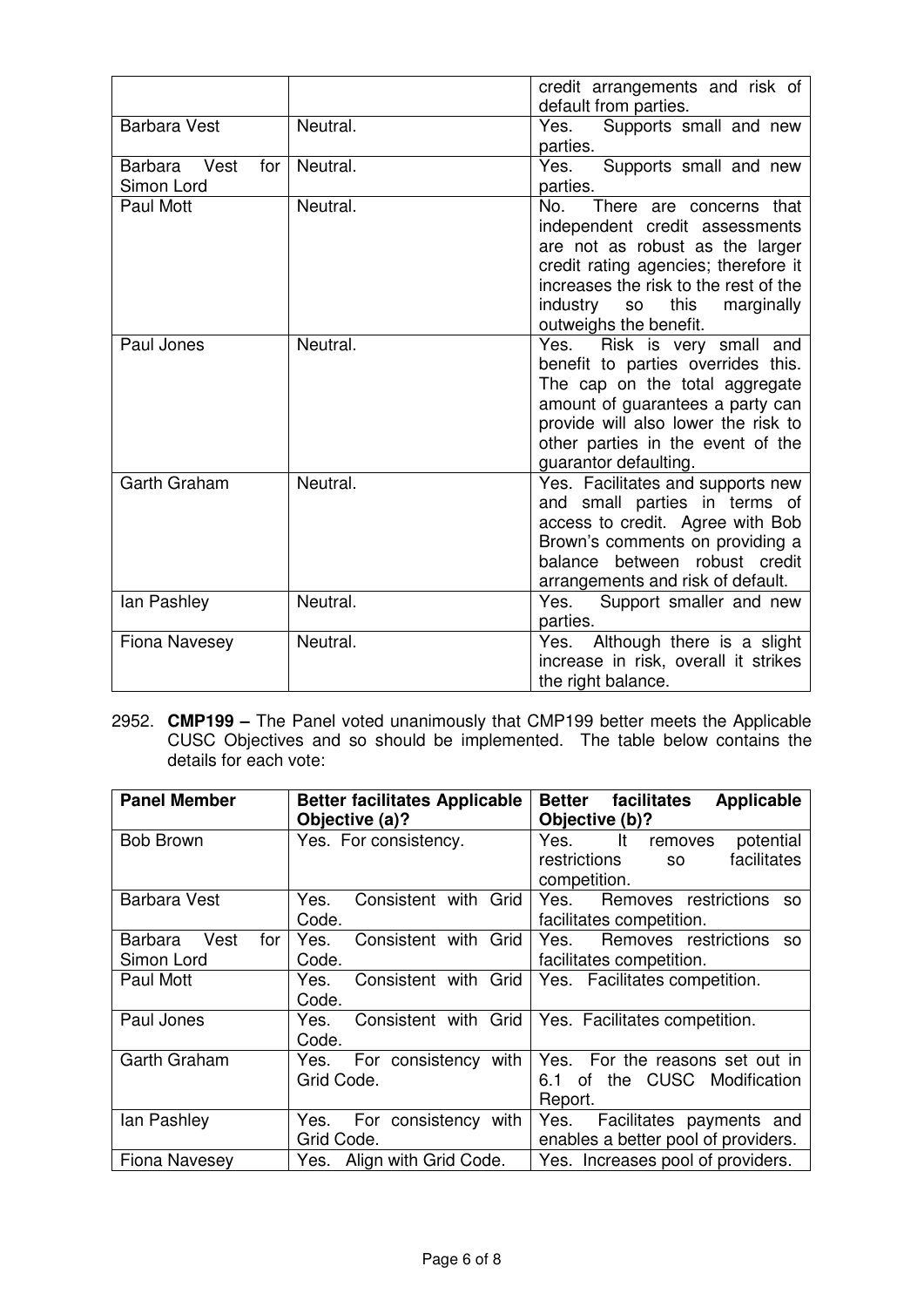| | | |
|---|---|---|
| | | credit arrangements and risk of default from parties. |
| Barbara Vest | Neutral. | Yes. Supports small and new parties. |
| Barbara Vest for Simon Lord | Neutral. | Yes. Supports small and new parties. |
| Paul Mott | Neutral. | No. There are concerns that independent credit assessments are not as robust as the larger credit rating agencies; therefore it increases the risk to the rest of the industry so this marginally outweighs the benefit. |
| Paul Jones | Neutral. | Yes. Risk is very small and benefit to parties overrides this. The cap on the total aggregate amount of guarantees a party can provide will also lower the risk to other parties in the event of the guarantor defaulting. |
| Garth Graham | Neutral. | Yes. Facilitates and supports new and small parties in terms of access to credit. Agree with Bob Brown's comments on providing a balance between robust credit arrangements and risk of default. |
| Ian Pashley | Neutral. | Yes. Support smaller and new parties. |
| Fiona Navesey | Neutral. | Yes. Although there is a slight increase in risk, overall it strikes the right balance. |

2952. **CMP199 –** The Panel voted unanimously that CMP199 better meets the Applicable CUSC Objectives and so should be implemented. The table below contains the details for each vote:

| Panel Member | Better facilitates Applicable Objective (a)? | Better facilitates Applicable Objective (b)? |
|---|---|---|
| Bob Brown | Yes. For consistency. | Yes. It removes potential restrictions so facilitates competition. |
| Barbara Vest | Yes. Consistent with Grid Code. | Yes. Removes restrictions so facilitates competition. |
| Barbara Vest for Simon Lord | Yes. Consistent with Grid Code. | Yes. Removes restrictions so facilitates competition. |
| Paul Mott | Yes. Consistent with Grid Code. | Yes. Facilitates competition. |
| Paul Jones | Yes. Consistent with Grid Code. | Yes. Facilitates competition. |
| Garth Graham | Yes. For consistency with Grid Code. | Yes. For the reasons set out in 6.1 of the CUSC Modification Report. |
| Ian Pashley | Yes. For consistency with Grid Code. | Yes. Facilitates payments and enables a better pool of providers. |
| Fiona Navesey | Yes. Align with Grid Code. | Yes. Increases pool of providers. |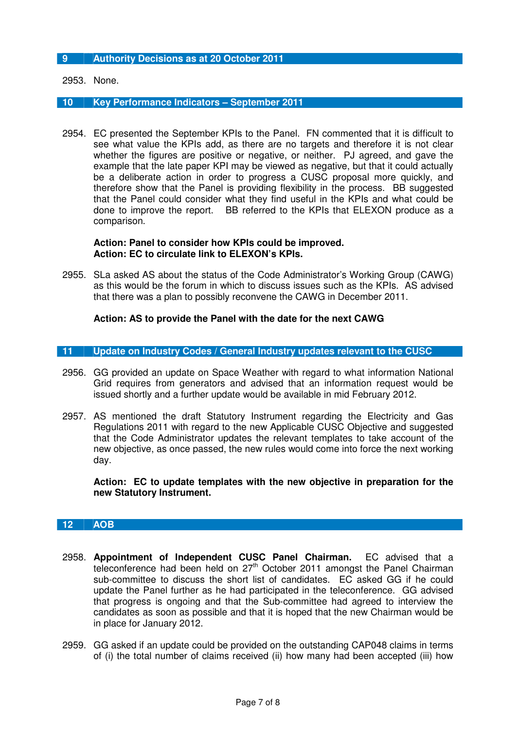## 9 Authority Decisions as at 20 October 2011

2953. None.

## 10 Key Performance Indicators – September 2011

2954. EC presented the September KPIs to the Panel. FN commented that it is difficult to see what value the KPIs add, as there are no targets and therefore it is not clear whether the figures are positive or negative, or neither. PJ agreed, and gave the example that the late paper KPI may be viewed as negative, but that it could actually be a deliberate action in order to progress a CUSC proposal more quickly, and therefore show that the Panel is providing flexibility in the process. BB suggested that the Panel could consider what they find useful in the KPIs and what could be done to improve the report. BB referred to the KPIs that ELEXON produce as a comparison.

**Action: Panel to consider how KPIs could be improved.**
**Action: EC to circulate link to ELEXON's KPIs.**

2955. SLa asked AS about the status of the Code Administrator's Working Group (CAWG) as this would be the forum in which to discuss issues such as the KPIs. AS advised that there was a plan to possibly reconvene the CAWG in December 2011.

**Action: AS to provide the Panel with the date for the next CAWG**

## 11 Update on Industry Codes / General Industry updates relevant to the CUSC

2956. GG provided an update on Space Weather with regard to what information National Grid requires from generators and advised that an information request would be issued shortly and a further update would be available in mid February 2012.

2957. AS mentioned the draft Statutory Instrument regarding the Electricity and Gas Regulations 2011 with regard to the new Applicable CUSC Objective and suggested that the Code Administrator updates the relevant templates to take account of the new objective, as once passed, the new rules would come into force the next working day.

**Action: EC to update templates with the new objective in preparation for the new Statutory Instrument.**

## 12 AOB

2958. **Appointment of Independent CUSC Panel Chairman.** EC advised that a teleconference had been held on 27th October 2011 amongst the Panel Chairman sub-committee to discuss the short list of candidates. EC asked GG if he could update the Panel further as he had participated in the teleconference. GG advised that progress is ongoing and that the Sub-committee had agreed to interview the candidates as soon as possible and that it is hoped that the new Chairman would be in place for January 2012.

2959. GG asked if an update could be provided on the outstanding CAP048 claims in terms of (i) the total number of claims received (ii) how many had been accepted (iii) how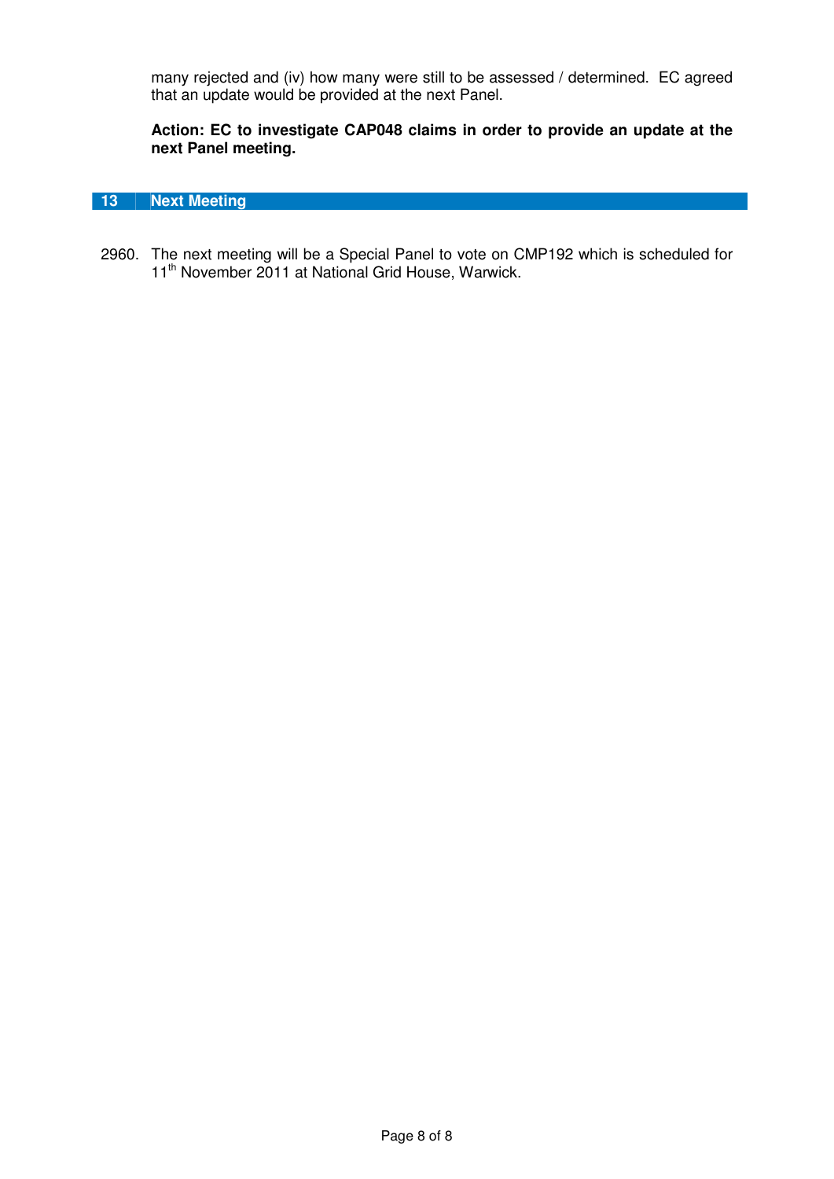many rejected and (iv) how many were still to be assessed / determined. EC agreed that an update would be provided at the next Panel.

**Action: EC to investigate CAP048 claims in order to provide an update at the next Panel meeting.**

## 13 Next Meeting

2960. The next meeting will be a Special Panel to vote on CMP192 which is scheduled for 11th November 2011 at National Grid House, Warwick.